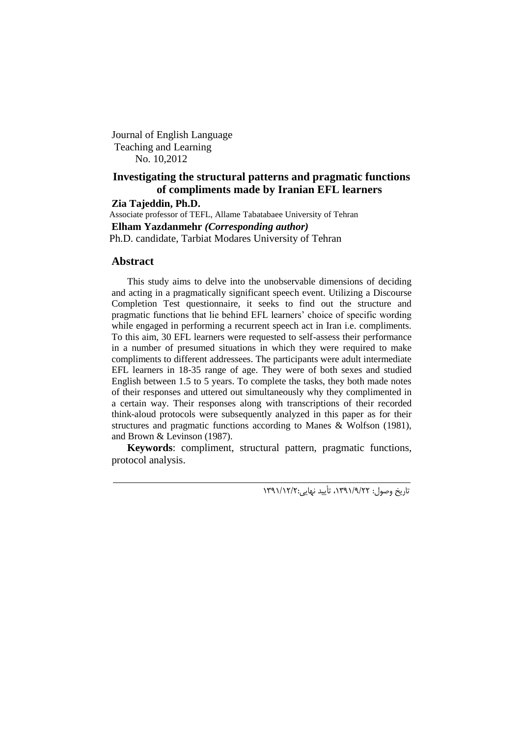Journal of English Language
Teaching and Learning
No. 10,2012

# Investigating the structural patterns and pragmatic functions of compliments made by Iranian EFL learners

**Zia Tajeddin, Ph.D.**
Associate professor of TEFL, Allame Tabatabaee University of Tehran

**Elham Yazdanmehr** ***(Corresponding author)***
Ph.D. candidate, Tarbiat Modares University of Tehran

## Abstract

This study aims to delve into the unobservable dimensions of deciding and acting in a pragmatically significant speech event. Utilizing a Discourse Completion Test questionnaire, it seeks to find out the structure and pragmatic functions that lie behind EFL learners' choice of specific wording while engaged in performing a recurrent speech act in Iran i.e. compliments. To this aim, 30 EFL learners were requested to self-assess their performance in a number of presumed situations in which they were required to make compliments to different addressees. The participants were adult intermediate EFL learners in 18-35 range of age. They were of both sexes and studied English between 1.5 to 5 years. To complete the tasks, they both made notes of their responses and uttered out simultaneously why they complimented in a certain way. Their responses along with transcriptions of their recorded think-aloud protocols were subsequently analyzed in this paper as for their structures and pragmatic functions according to Manes & Wolfson (1981), and Brown & Levinson (1987).

**Keywords**: compliment, structural pattern, pragmatic functions, protocol analysis.

---

تاریخ وصول: ۱۳۹۱/۹/۲۲، تأیید نهایی:۱۳۹۱/۱۲/۲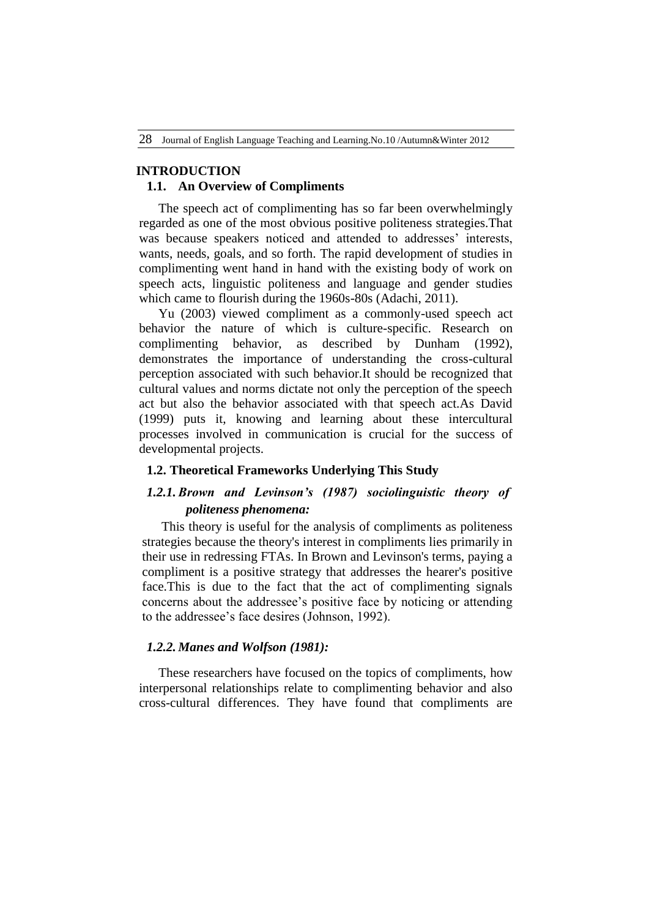## INTRODUCTION

### 1.1. An Overview of Compliments

The speech act of complimenting has so far been overwhelmingly regarded as one of the most obvious positive politeness strategies.That was because speakers noticed and attended to addresses' interests, wants, needs, goals, and so forth. The rapid development of studies in complimenting went hand in hand with the existing body of work on speech acts, linguistic politeness and language and gender studies which came to flourish during the 1960s-80s (Adachi, 2011).

Yu (2003) viewed compliment as a commonly-used speech act behavior the nature of which is culture-specific. Research on complimenting behavior, as described by Dunham (1992), demonstrates the importance of understanding the cross-cultural perception associated with such behavior.It should be recognized that cultural values and norms dictate not only the perception of the speech act but also the behavior associated with that speech act.As David (1999) puts it, knowing and learning about these intercultural processes involved in communication is crucial for the success of developmental projects.

### 1.2. Theoretical Frameworks Underlying This Study

#### *1.2.1. Brown and Levinson's (1987) sociolinguistic theory of politeness phenomena:*

This theory is useful for the analysis of compliments as politeness strategies because the theory's interest in compliments lies primarily in their use in redressing FTAs. In Brown and Levinson's terms, paying a compliment is a positive strategy that addresses the hearer's positive face.This is due to the fact that the act of complimenting signals concerns about the addressee's positive face by noticing or attending to the addressee's face desires (Johnson, 1992).

#### *1.2.2. Manes and Wolfson (1981):*

These researchers have focused on the topics of compliments, how interpersonal relationships relate to complimenting behavior and also cross-cultural differences. They have found that compliments are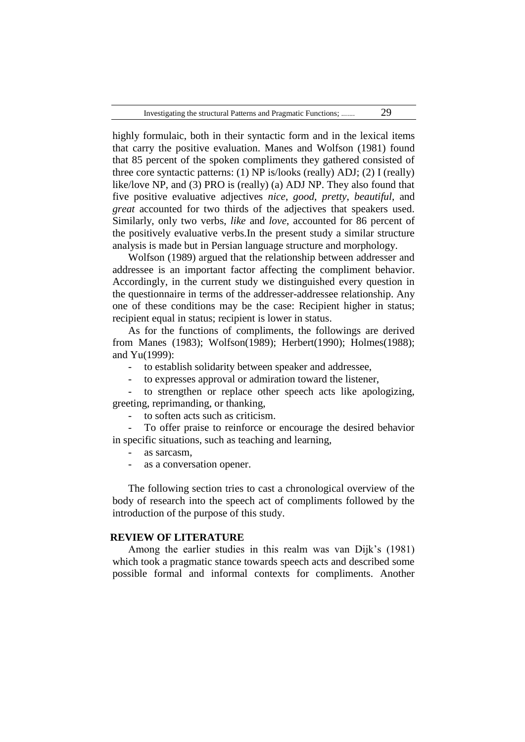highly formulaic, both in their syntactic form and in the lexical items that carry the positive evaluation. Manes and Wolfson (1981) found that 85 percent of the spoken compliments they gathered consisted of three core syntactic patterns: (1) NP is/looks (really) ADJ; (2) I (really) like/love NP, and (3) PRO is (really) (a) ADJ NP. They also found that five positive evaluative adjectives *nice*, *good*, *pretty*, *beautiful*, and *great* accounted for two thirds of the adjectives that speakers used. Similarly, only two verbs, *like* and *love*, accounted for 86 percent of the positively evaluative verbs.In the present study a similar structure analysis is made but in Persian language structure and morphology.

Wolfson (1989) argued that the relationship between addresser and addressee is an important factor affecting the compliment behavior. Accordingly, in the current study we distinguished every question in the questionnaire in terms of the addresser-addressee relationship. Any one of these conditions may be the case: Recipient higher in status; recipient equal in status; recipient is lower in status.

As for the functions of compliments, the followings are derived from Manes (1983); Wolfson(1989); Herbert(1990); Holmes(1988); and Yu(1999):

- to establish solidarity between speaker and addressee,
- to expresses approval or admiration toward the listener,
- to strengthen or replace other speech acts like apologizing, greeting, reprimanding, or thanking,
- to soften acts such as criticism.
- To offer praise to reinforce or encourage the desired behavior in specific situations, such as teaching and learning,
- as sarcasm,
- as a conversation opener.

The following section tries to cast a chronological overview of the body of research into the speech act of compliments followed by the introduction of the purpose of this study.

## REVIEW OF LITERATURE

Among the earlier studies in this realm was van Dijk's (1981) which took a pragmatic stance towards speech acts and described some possible formal and informal contexts for compliments. Another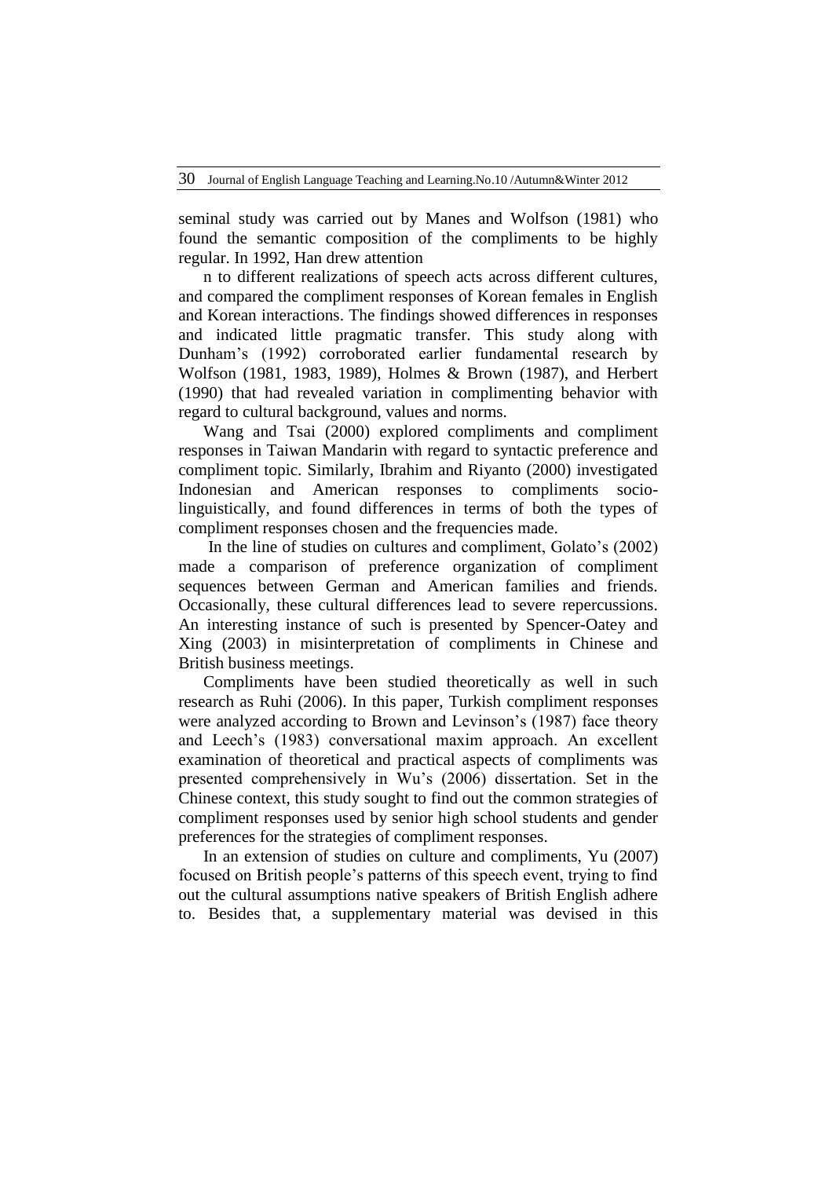seminal study was carried out by Manes and Wolfson (1981) who found the semantic composition of the compliments to be highly regular. In 1992, Han drew attention

n to different realizations of speech acts across different cultures, and compared the compliment responses of Korean females in English and Korean interactions. The findings showed differences in responses and indicated little pragmatic transfer. This study along with Dunham's (1992) corroborated earlier fundamental research by Wolfson (1981, 1983, 1989), Holmes & Brown (1987), and Herbert (1990) that had revealed variation in complimenting behavior with regard to cultural background, values and norms.

Wang and Tsai (2000) explored compliments and compliment responses in Taiwan Mandarin with regard to syntactic preference and compliment topic. Similarly, Ibrahim and Riyanto (2000) investigated Indonesian and American responses to compliments socio-linguistically, and found differences in terms of both the types of compliment responses chosen and the frequencies made.

In the line of studies on cultures and compliment, Golato's (2002) made a comparison of preference organization of compliment sequences between German and American families and friends. Occasionally, these cultural differences lead to severe repercussions. An interesting instance of such is presented by Spencer-Oatey and Xing (2003) in misinterpretation of compliments in Chinese and British business meetings.

Compliments have been studied theoretically as well in such research as Ruhi (2006). In this paper, Turkish compliment responses were analyzed according to Brown and Levinson's (1987) face theory and Leech's (1983) conversational maxim approach. An excellent examination of theoretical and practical aspects of compliments was presented comprehensively in Wu's (2006) dissertation. Set in the Chinese context, this study sought to find out the common strategies of compliment responses used by senior high school students and gender preferences for the strategies of compliment responses.

In an extension of studies on culture and compliments, Yu (2007) focused on British people's patterns of this speech event, trying to find out the cultural assumptions native speakers of British English adhere to. Besides that, a supplementary material was devised in this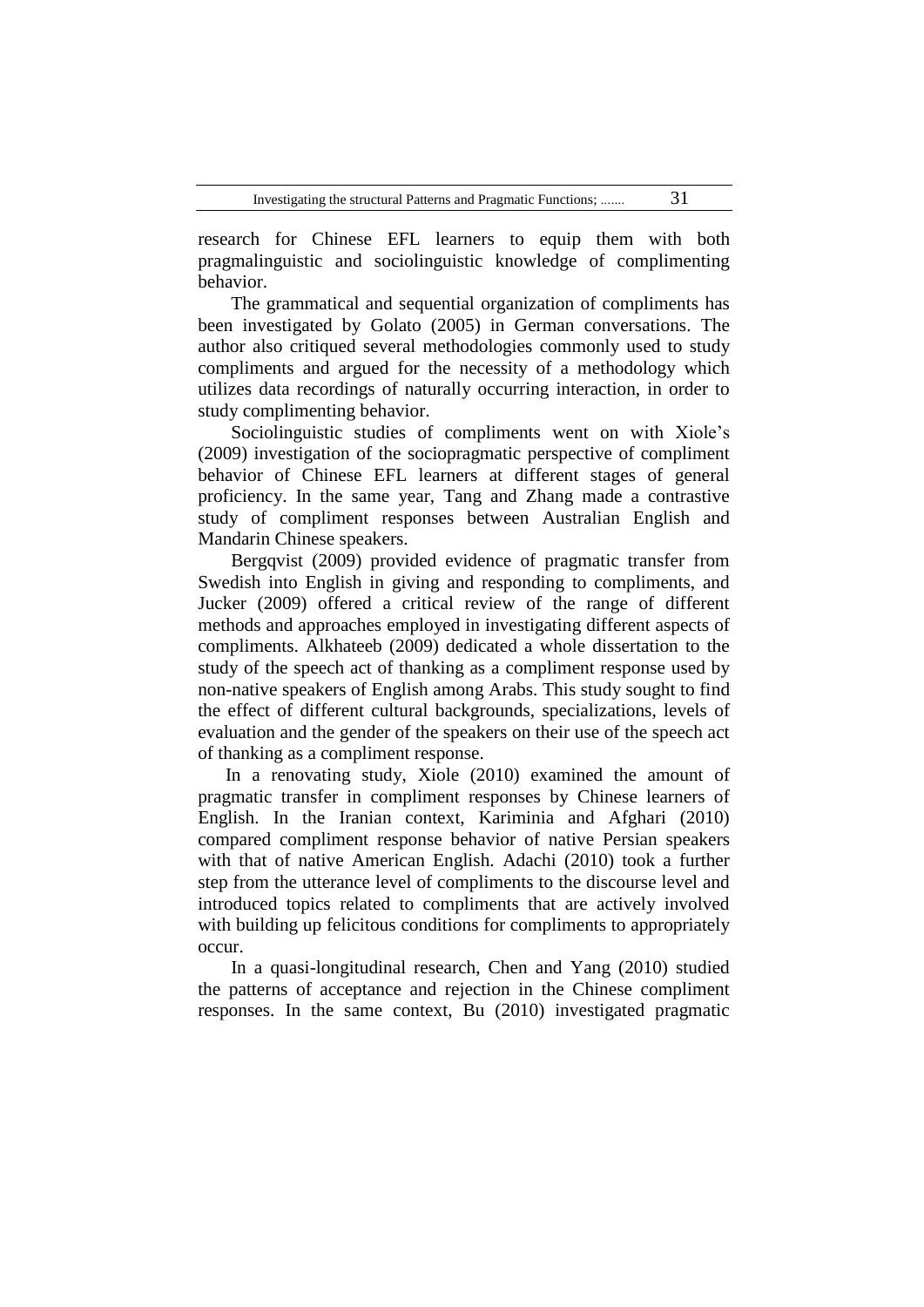research for Chinese EFL learners to equip them with both pragmalinguistic and sociolinguistic knowledge of complimenting behavior.

The grammatical and sequential organization of compliments has been investigated by Golato (2005) in German conversations. The author also critiqued several methodologies commonly used to study compliments and argued for the necessity of a methodology which utilizes data recordings of naturally occurring interaction, in order to study complimenting behavior.

Sociolinguistic studies of compliments went on with Xiole's (2009) investigation of the sociopragmatic perspective of compliment behavior of Chinese EFL learners at different stages of general proficiency. In the same year, Tang and Zhang made a contrastive study of compliment responses between Australian English and Mandarin Chinese speakers.

Bergqvist (2009) provided evidence of pragmatic transfer from Swedish into English in giving and responding to compliments, and Jucker (2009) offered a critical review of the range of different methods and approaches employed in investigating different aspects of compliments. Alkhateeb (2009) dedicated a whole dissertation to the study of the speech act of thanking as a compliment response used by non-native speakers of English among Arabs. This study sought to find the effect of different cultural backgrounds, specializations, levels of evaluation and the gender of the speakers on their use of the speech act of thanking as a compliment response.

In a renovating study, Xiole (2010) examined the amount of pragmatic transfer in compliment responses by Chinese learners of English. In the Iranian context, Kariminia and Afghari (2010) compared compliment response behavior of native Persian speakers with that of native American English. Adachi (2010) took a further step from the utterance level of compliments to the discourse level and introduced topics related to compliments that are actively involved with building up felicitous conditions for compliments to appropriately occur.

In a quasi-longitudinal research, Chen and Yang (2010) studied the patterns of acceptance and rejection in the Chinese compliment responses. In the same context, Bu (2010) investigated pragmatic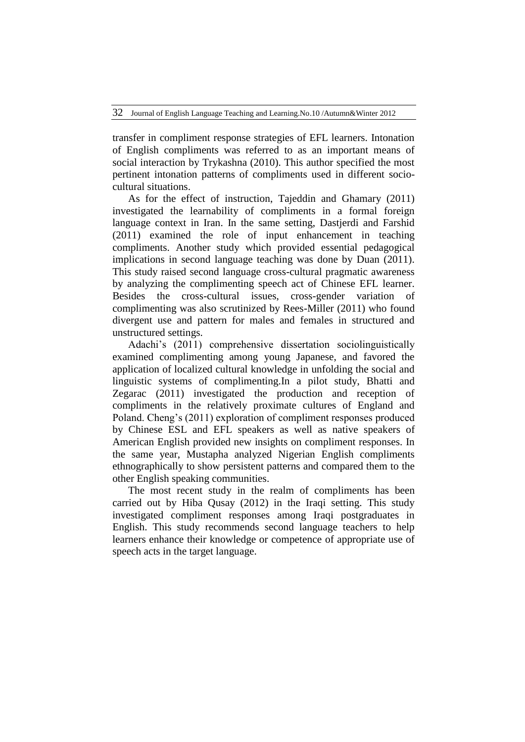transfer in compliment response strategies of EFL learners. Intonation of English compliments was referred to as an important means of social interaction by Trykashna (2010). This author specified the most pertinent intonation patterns of compliments used in different socio-cultural situations.

As for the effect of instruction, Tajeddin and Ghamary (2011) investigated the learnability of compliments in a formal foreign language context in Iran. In the same setting, Dastjerdi and Farshid (2011) examined the role of input enhancement in teaching compliments. Another study which provided essential pedagogical implications in second language teaching was done by Duan (2011). This study raised second language cross-cultural pragmatic awareness by analyzing the complimenting speech act of Chinese EFL learner. Besides the cross-cultural issues, cross-gender variation of complimenting was also scrutinized by Rees-Miller (2011) who found divergent use and pattern for males and females in structured and unstructured settings.

Adachi's (2011) comprehensive dissertation sociolinguistically examined complimenting among young Japanese, and favored the application of localized cultural knowledge in unfolding the social and linguistic systems of complimenting.In a pilot study, Bhatti and Zegarac (2011) investigated the production and reception of compliments in the relatively proximate cultures of England and Poland. Cheng's (2011) exploration of compliment responses produced by Chinese ESL and EFL speakers as well as native speakers of American English provided new insights on compliment responses. In the same year, Mustapha analyzed Nigerian English compliments ethnographically to show persistent patterns and compared them to the other English speaking communities.

The most recent study in the realm of compliments has been carried out by Hiba Qusay (2012) in the Iraqi setting. This study investigated compliment responses among Iraqi postgraduates in English. This study recommends second language teachers to help learners enhance their knowledge or competence of appropriate use of speech acts in the target language.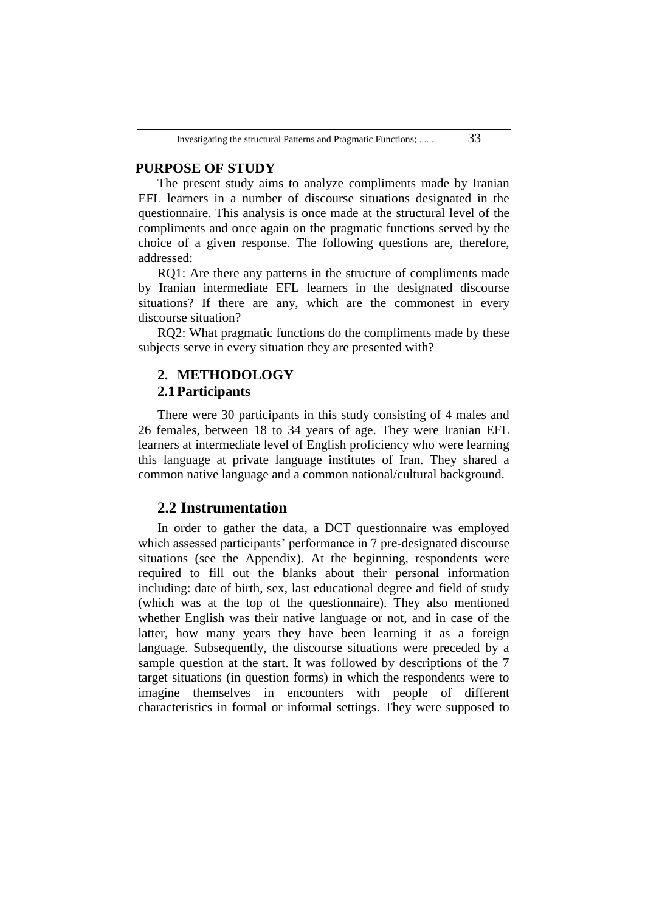## PURPOSE OF STUDY

The present study aims to analyze compliments made by Iranian EFL learners in a number of discourse situations designated in the questionnaire. This analysis is once made at the structural level of the compliments and once again on the pragmatic functions served by the choice of a given response. The following questions are, therefore, addressed:

RQ1: Are there any patterns in the structure of compliments made by Iranian intermediate EFL learners in the designated discourse situations? If there are any, which are the commonest in every discourse situation?

RQ2: What pragmatic functions do the compliments made by these subjects serve in every situation they are presented with?

## 2. METHODOLOGY

### 2.1 Participants

There were 30 participants in this study consisting of 4 males and 26 females, between 18 to 34 years of age. They were Iranian EFL learners at intermediate level of English proficiency who were learning this language at private language institutes of Iran. They shared a common native language and a common national/cultural background.

### 2.2 Instrumentation

In order to gather the data, a DCT questionnaire was employed which assessed participants' performance in 7 pre-designated discourse situations (see the Appendix). At the beginning, respondents were required to fill out the blanks about their personal information including: date of birth, sex, last educational degree and field of study (which was at the top of the questionnaire). They also mentioned whether English was their native language or not, and in case of the latter, how many years they have been learning it as a foreign language. Subsequently, the discourse situations were preceded by a sample question at the start. It was followed by descriptions of the 7 target situations (in question forms) in which the respondents were to imagine themselves in encounters with people of different characteristics in formal or informal settings. They were supposed to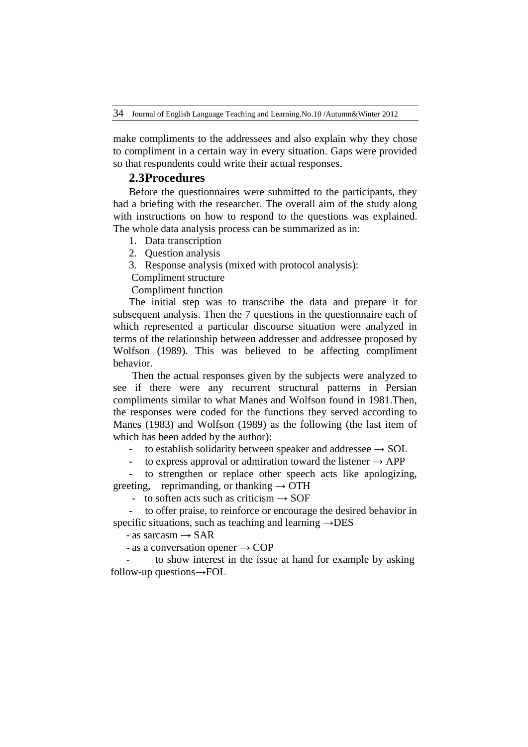make compliments to the addressees and also explain why they chose to compliment in a certain way in every situation. Gaps were provided so that respondents could write their actual responses.

## 2.3Procedures

Before the questionnaires were submitted to the participants, they had a briefing with the researcher. The overall aim of the study along with instructions on how to respond to the questions was explained. The whole data analysis process can be summarized as in:

1. Data transcription
2. Question analysis
3. Response analysis (mixed with protocol analysis):

Compliment structure

Compliment function

The initial step was to transcribe the data and prepare it for subsequent analysis. Then the 7 questions in the questionnaire each of which represented a particular discourse situation were analyzed in terms of the relationship between addresser and addressee proposed by Wolfson (1989). This was believed to be affecting compliment behavior.

Then the actual responses given by the subjects were analyzed to see if there were any recurrent structural patterns in Persian compliments similar to what Manes and Wolfson found in 1981.Then, the responses were coded for the functions they served according to Manes (1983) and Wolfson (1989) as the following (the last item of which has been added by the author):

- to establish solidarity between speaker and addressee → SOL
- to express approval or admiration toward the listener → APP
- to strengthen or replace other speech acts like apologizing, greeting, reprimanding, or thanking → OTH
- to soften acts such as criticism → SOF
- to offer praise, to reinforce or encourage the desired behavior in specific situations, such as teaching and learning →DES
- as sarcasm → SAR
- as a conversation opener → COP
- to show interest in the issue at hand for example by asking follow-up questions→FOL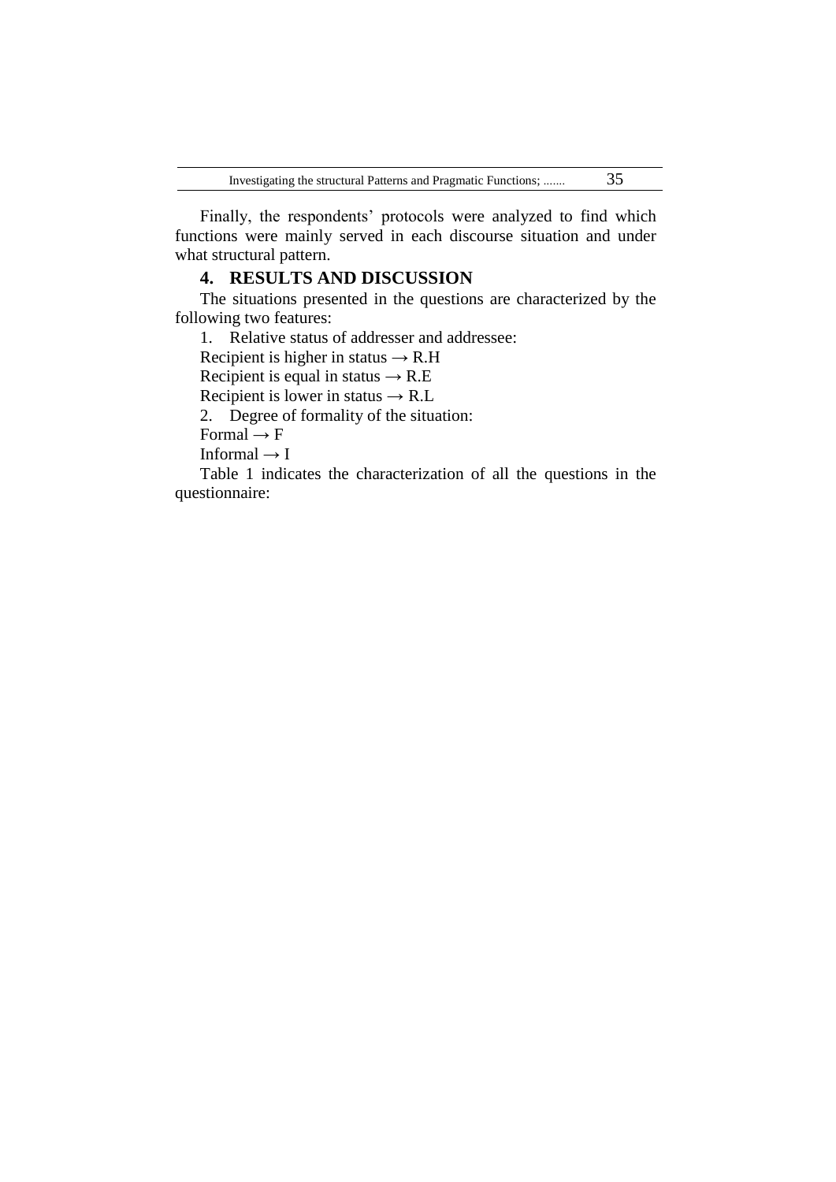Finally, the respondents' protocols were analyzed to find which functions were mainly served in each discourse situation and under what structural pattern.

## 4. RESULTS AND DISCUSSION

The situations presented in the questions are characterized by the following two features:

1. Relative status of addresser and addressee:

Recipient is higher in status → R.H

Recipient is equal in status → R.E

Recipient is lower in status → R.L

2. Degree of formality of the situation:

Formal → F

Informal → I

Table 1 indicates the characterization of all the questions in the questionnaire: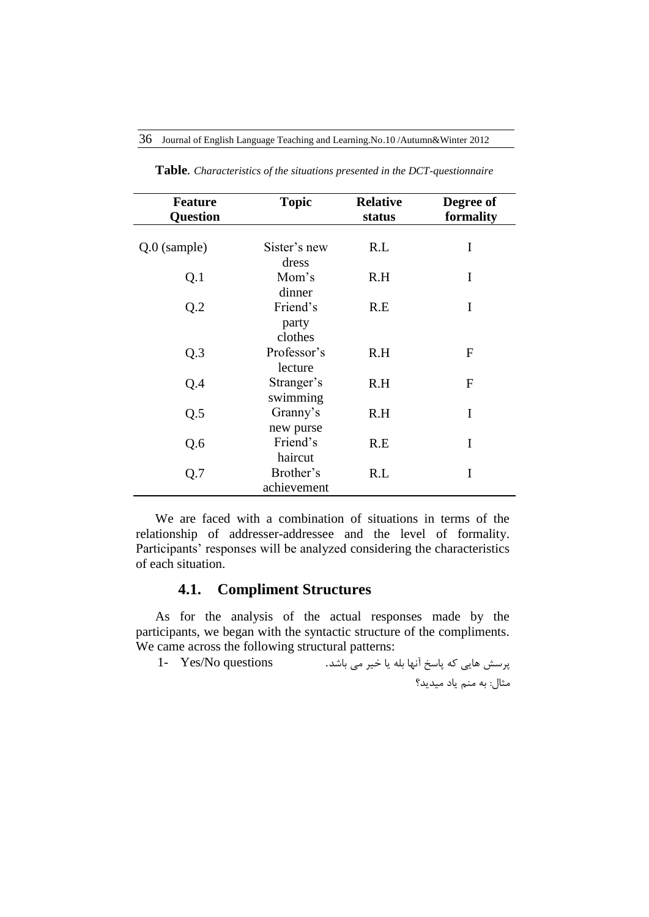**Table**. *Characteristics of the situations presented in the DCT-questionnaire*

| Feature Question | Topic | Relative status | Degree of formality |
|---|---|---|---|
| Q.0 (sample) | Sister's new dress | R.L | I |
| Q.1 | Mom's dinner | R.H | I |
| Q.2 | Friend's party clothes | R.E | I |
| Q.3 | Professor's lecture | R.H | F |
| Q.4 | Stranger's swimming | R.H | F |
| Q.5 | Granny's new purse | R.H | I |
| Q.6 | Friend's haircut | R.E | I |
| Q.7 | Brother's achievement | R.L | I |

We are faced with a combination of situations in terms of the relationship of addresser-addressee and the level of formality. Participants' responses will be analyzed considering the characteristics of each situation.

## 4.1. Compliment Structures

As for the analysis of the actual responses made by the participants, we began with the syntactic structure of the compliments. We came across the following structural patterns:

1- Yes/No questions پرسش هایی که پاسخ آنها بله یا خیر می باشد.

مثال: به منم یاد میدید؟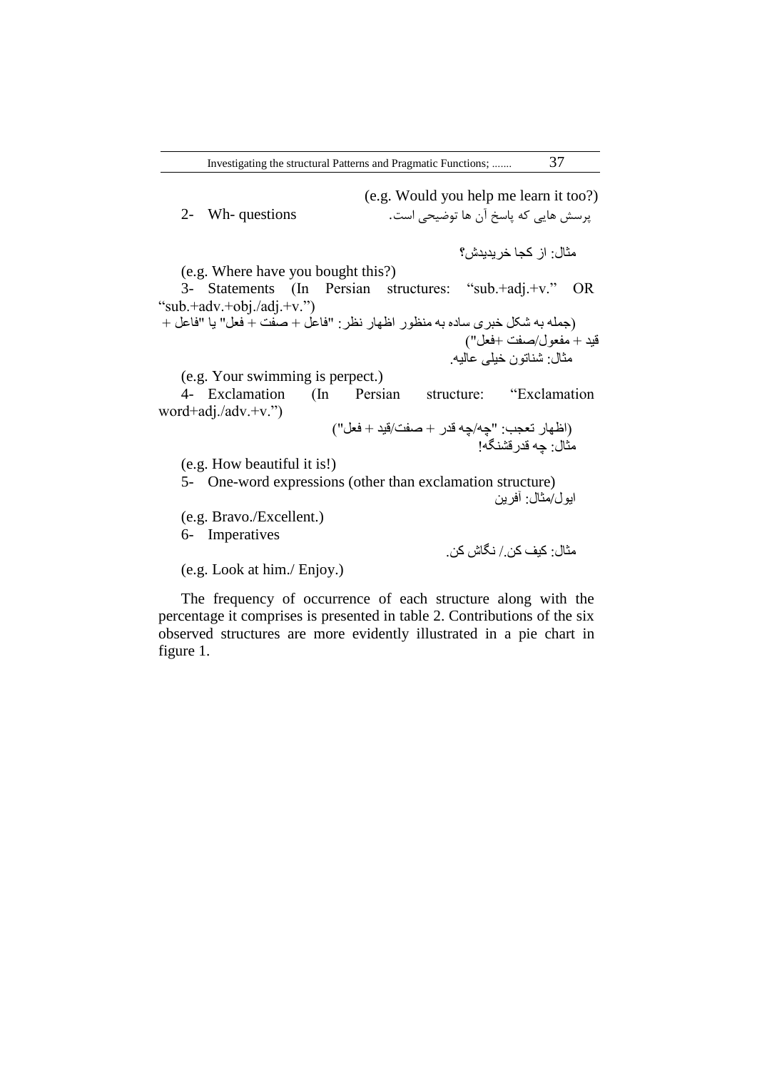(e.g. Would you help me learn it too?)

2- Wh- questions

پرسش هایی که پاسخ آن ها توضیحی است.

مثال: از کجا خریدیدش؟

(e.g. Where have you bought this?)

3- Statements (In Persian structures: "sub.+adj.+v." OR "sub.+adv.+obj./adj.+v.")

(جمله به شکل خبری ساده به منظور اظهار نظر: "فاعل + صفت + فعل" یا "فاعل + قید + مفعول/صفت +فعل")

مثال: شناتون خیلی عالیه.

(e.g. Your swimming is perpect.)

4- Exclamation (In Persian structure: "Exclamation word+adj./adv.+v.")

(اظهار تعجب: "چه/چه قدر + صفت/قید + فعل")

مثال: چه قدرقشنگه!

(e.g. How beautiful it is!)

5- One-word expressions (other than exclamation structure)

ایول/مثال: آفرین

(e.g. Bravo./Excellent.)

6- Imperatives

مثال: کیف کن./ نگاش کن.

(e.g. Look at him./ Enjoy.)

The frequency of occurrence of each structure along with the percentage it comprises is presented in table 2. Contributions of the six observed structures are more evidently illustrated in a pie chart in figure 1.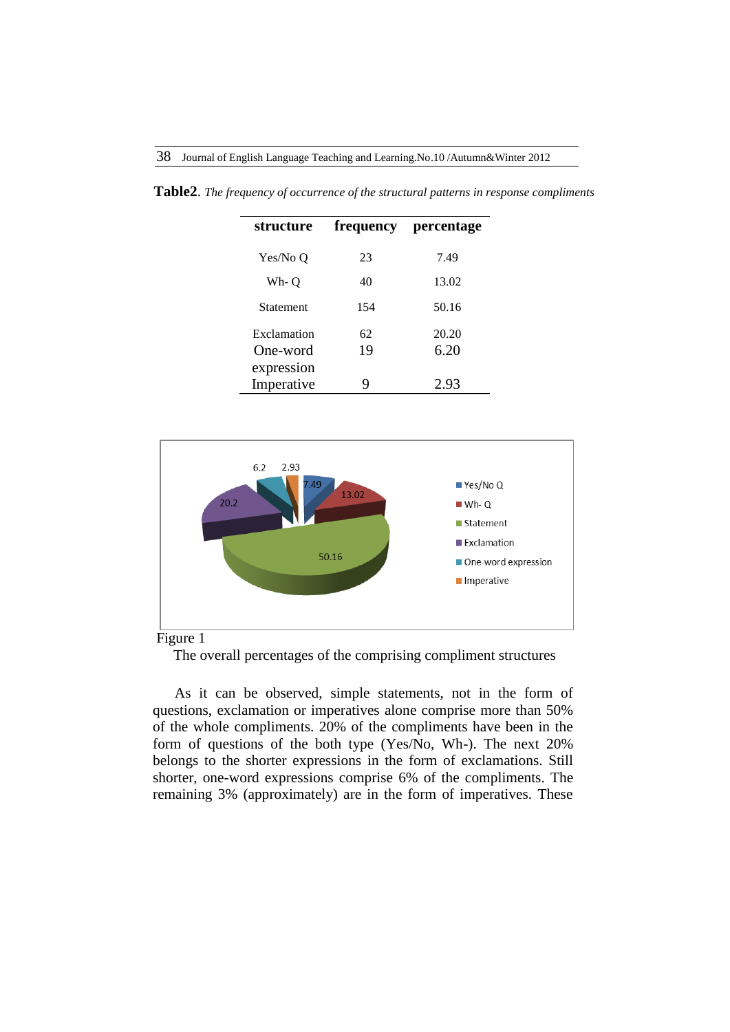**Table2**. *The frequency of occurrence of the structural patterns in response compliments*

| structure | frequency | percentage |
|---|---|---|
| Yes/No Q | 23 | 7.49 |
| Wh- Q | 40 | 13.02 |
| Statement | 154 | 50.16 |
| Exclamation | 62 | 20.20 |
| One-word expression | 19 | 6.20 |
| Imperative | 9 | 2.93 |

6.2
2.93
7.49
13.02
20.2
50.16

Yes/No Q
Wh- Q
Statement
Exclamation
One-word expression
Imperative

Figure 1

The overall percentages of the comprising compliment structures

As it can be observed, simple statements, not in the form of questions, exclamation or imperatives alone comprise more than 50% of the whole compliments. 20% of the compliments have been in the form of questions of the both type (Yes/No, Wh-). The next 20% belongs to the shorter expressions in the form of exclamations. Still shorter, one-word expressions comprise 6% of the compliments. The remaining 3% (approximately) are in the form of imperatives. These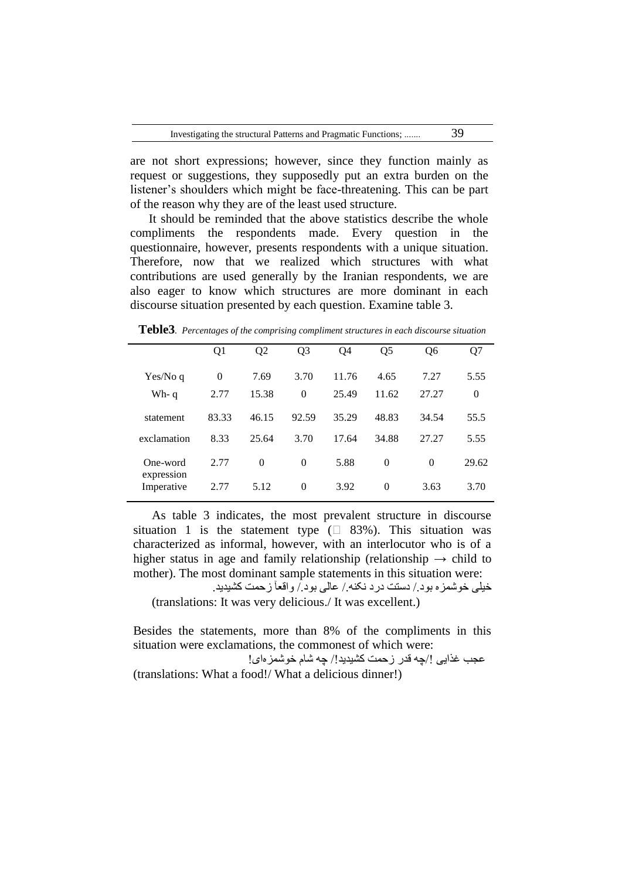are not short expressions; however, since they function mainly as request or suggestions, they supposedly put an extra burden on the listener's shoulders which might be face-threatening. This can be part of the reason why they are of the least used structure.

It should be reminded that the above statistics describe the whole compliments the respondents made. Every question in the questionnaire, however, presents respondents with a unique situation. Therefore, now that we realized which structures with what contributions are used generally by the Iranian respondents, we are also eager to know which structures are more dominant in each discourse situation presented by each question. Examine table 3.

**Teble3**. *Percentages of the comprising compliment structures in each discourse situation*

| | Q1 | Q2 | Q3 | Q4 | Q5 | Q6 | Q7 |
|---|---|---|---|---|---|---|---|
| Yes/No q | 0 | 7.69 | 3.70 | 11.76 | 4.65 | 7.27 | 5.55 |
| Wh- q | 2.77 | 15.38 | 0 | 25.49 | 11.62 | 27.27 | 0 |
| statement | 83.33 | 46.15 | 92.59 | 35.29 | 48.83 | 34.54 | 55.5 |
| exclamation | 8.33 | 25.64 | 3.70 | 17.64 | 34.88 | 27.27 | 5.55 |
| One-word expression | 2.77 | 0 | 0 | 5.88 | 0 | 0 | 29.62 |
| Imperative | 2.77 | 5.12 | 0 | 3.92 | 0 | 3.63 | 3.70 |

As table 3 indicates, the most prevalent structure in discourse situation 1 is the statement type (□ 83%). This situation was characterized as informal, however, with an interlocutor who is of a higher status in age and family relationship (relationship → child to mother). The most dominant sample statements in this situation were:

خیلی خوشمزه بود./ دستت درد نکنه./ عالی بود./ واقعاً زحمت کشیدید.

(translations: It was very delicious./ It was excellent.)

Besides the statements, more than 8% of the compliments in this situation were exclamations, the commonest of which were:

عجب غذایی !/چه قدر زحمت کشیدید!/ چه شام خوشمزه‌ای!

(translations: What a food!/ What a delicious dinner!)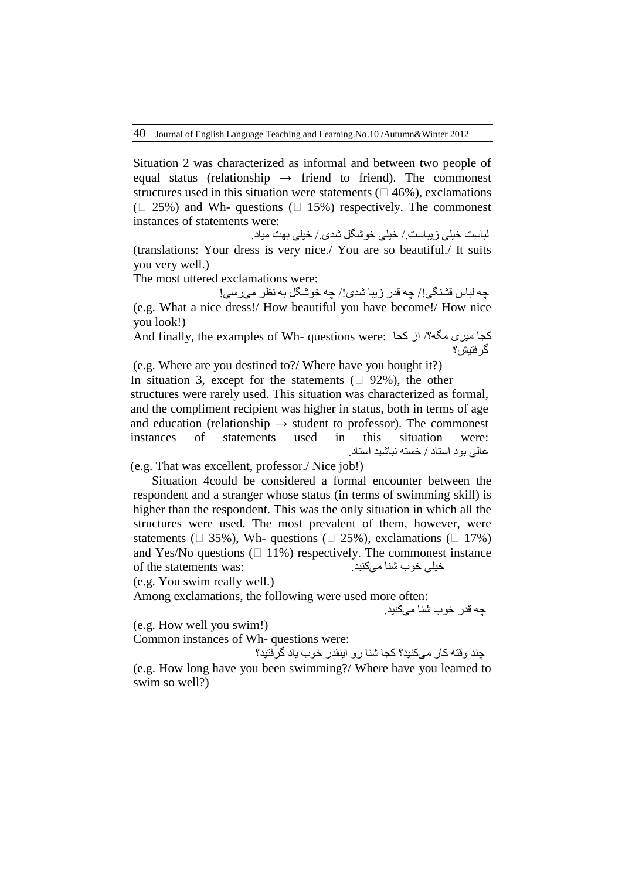Situation 2 was characterized as informal and between two people of equal status (relationship → friend to friend). The commonest structures used in this situation were statements (≈ 46%), exclamations (≈ 25%) and Wh- questions (≈ 15%) respectively. The commonest instances of statements were:

لباست خیلی زیباست./ خیلی خوشگل شدی./ خیلی بهت میاد.

(translations: Your dress is very nice./ You are so beautiful./ It suits you very well.)

The most uttered exclamations were:

چه لباس قشنگی!/ چه قدر زیبا شدی!/ چه خوشگل به نظر می‌رسی!

(e.g. What a nice dress!/ How beautiful you have become!/ How nice you look!)

And finally, the examples of Wh- questions were: کجا میری مگه؟/ از کجا گرفتیش؟

(e.g. Where are you destined to?/ Where have you bought it?)

In situation 3, except for the statements (≈ 92%), the other structures were rarely used. This situation was characterized as formal, and the compliment recipient was higher in status, both in terms of age and education (relationship → student to professor). The commonest instances of statements used in this situation were: عالی بود استاد / خسته نباشید استاد.

(e.g. That was excellent, professor./ Nice job!)

Situation 4could be considered a formal encounter between the respondent and a stranger whose status (in terms of swimming skill) is higher than the respondent. This was the only situation in which all the structures were used. The most prevalent of them, however, were statements (≈ 35%), Wh- questions (≈ 25%), exclamations (≈ 17%) and Yes/No questions (≈ 11%) respectively. The commonest instance of the statements was: خیلی خوب شنا می‌کنید.

(e.g. You swim really well.)

Among exclamations, the following were used more often:

چه قدر خوب شنا می‌کنید.

(e.g. How well you swim!)

Common instances of Wh- questions were:

چند وقته کار می‌کنید؟ کجا شنا رو اینقدر خوب یاد گرفتید؟

(e.g. How long have you been swimming?/ Where have you learned to swim so well?)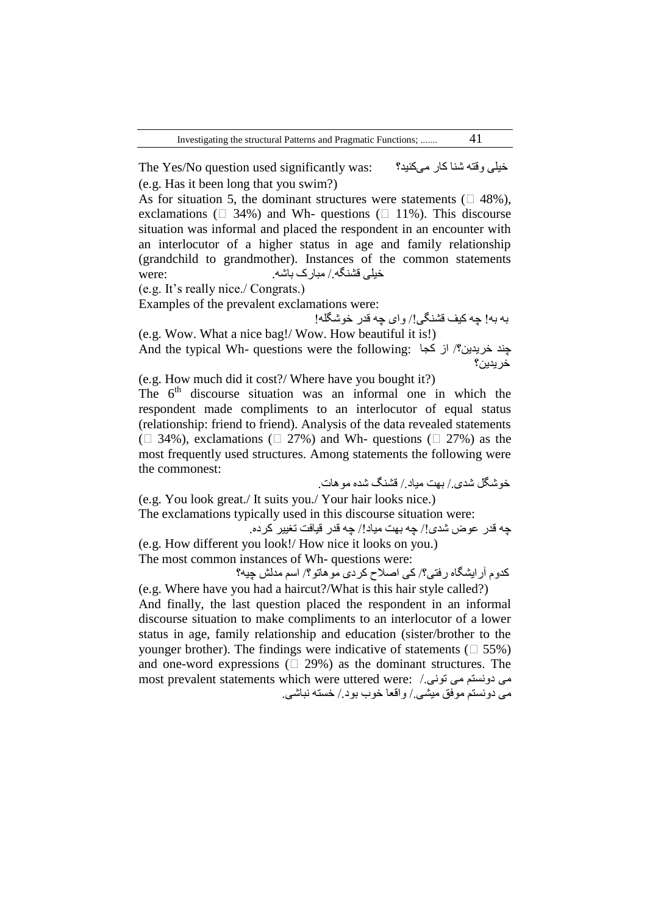The Yes/No question used significantly was: خیلی وقته شنا کار می‌کنید؟

(e.g. Has it been long that you swim?)

As for situation 5, the dominant structures were statements (□ 48%), exclamations (□ 34%) and Wh- questions (□ 11%). This discourse situation was informal and placed the respondent in an encounter with an interlocutor of a higher status in age and family relationship (grandchild to grandmother). Instances of the common statements were: خیلی قشنگه./ مبارک باشه.

(e.g. It's really nice./ Congrats.)

Examples of the prevalent exclamations were:

به به! چه کیف قشنگی!/ وای چه قدر خوشگله!

(e.g. Wow. What a nice bag!/ Wow. How beautiful it is!)

And the typical Wh- questions were the following: چند خریدین؟/ از کجا خریدین؟

(e.g. How much did it cost?/ Where have you bought it?)

The 6th discourse situation was an informal one in which the respondent made compliments to an interlocutor of equal status (relationship: friend to friend). Analysis of the data revealed statements (□ 34%), exclamations (□ 27%) and Wh- questions (□ 27%) as the most frequently used structures. Among statements the following were the commonest:

خوشگل شدی./ بهت میاد./ قشنگ شده موهات.

(e.g. You look great./ It suits you./ Your hair looks nice.)

The exclamations typically used in this discourse situation were:

چه قدر عوض شدی!/ چه بهت میاد!/ چه قدر قیافت تغییر کرده.

(e.g. How different you look!/ How nice it looks on you.)

The most common instances of Wh- questions were:

کدوم آرایشگاه رفتی؟/ کی اصلاح کردی موهاتو؟/ اسم مدلش چیه؟

(e.g. Where have you had a haircut?/What is this hair style called?)

And finally, the last question placed the respondent in an informal discourse situation to make compliments to an interlocutor of a lower status in age, family relationship and education (sister/brother to the younger brother). The findings were indicative of statements (□ 55%) and one-word expressions (□ 29%) as the dominant structures. The most prevalent statements which were uttered were: می دونستم می تونی./ می دونستم موفق میشی./ واقعا خوب بود./ خسته نباشی.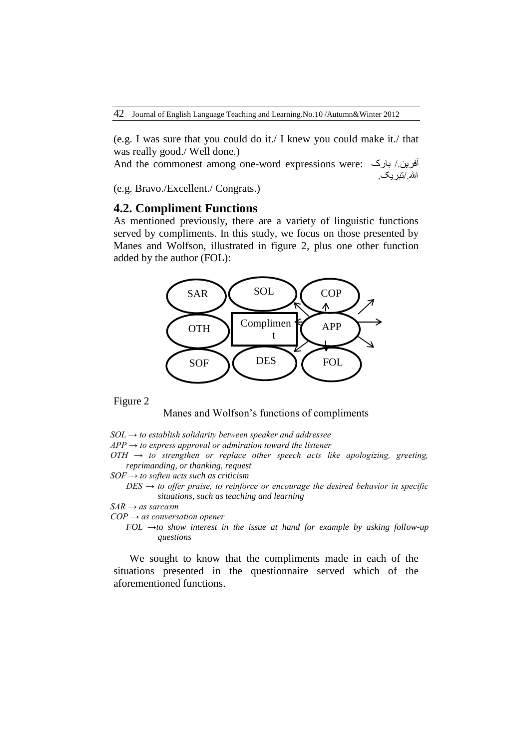(e.g. I was sure that you could do it./ I knew you could make it./ that was really good./ Well done.)

And the commonest among one-word expressions were: آفرین./ بارک الله./تبریک.

(e.g. Bravo./Excellent./ Congrats.)

## 4.2. Compliment Functions

As mentioned previously, there are a variety of linguistic functions served by compliments. In this study, we focus on those presented by Manes and Wolfson, illustrated in figure 2, plus one other function added by the author (FOL):

SAR
SOL
COP
OTH
Compliment
APP
SOF
DES
FOL

Figure 2

Manes and Wolfson's functions of compliments

*SOL → to establish solidarity between speaker and addressee*

*APP → to express approval or admiration toward the listener*

*OTH → to strengthen or replace other speech acts like apologizing, greeting, reprimanding, or thanking, request*

*SOF → to soften acts such as criticism*

*DES → to offer praise, to reinforce or encourage the desired behavior in specific situations, such as teaching and learning*

*SAR → as sarcasm*

*COP → as conversation opener*

*FOL →to show interest in the issue at hand for example by asking follow-up questions*

We sought to know that the compliments made in each of the situations presented in the questionnaire served which of the aforementioned functions.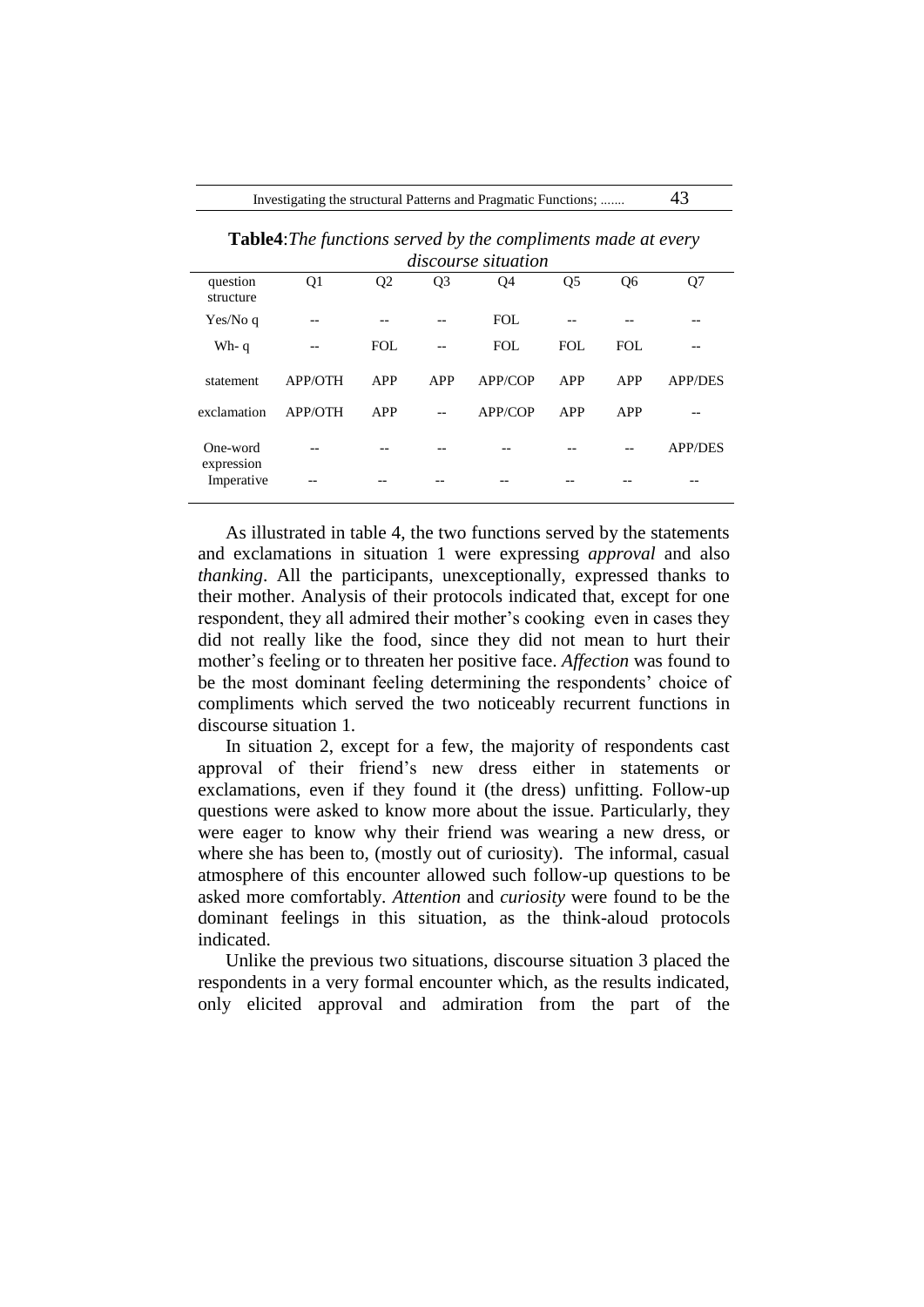**Table4**:*The functions served by the compliments made at every discourse situation*

| question structure | Q1 | Q2 | Q3 | Q4 | Q5 | Q6 | Q7 |
|---|---|---|---|---|---|---|---|
| Yes/No q | -- | -- | -- | FOL | -- | -- | -- |
| Wh- q | -- | FOL | -- | FOL | FOL | FOL | -- |
| statement | APP/OTH | APP | APP | APP/COP | APP | APP | APP/DES |
| exclamation | APP/OTH | APP | -- | APP/COP | APP | APP | -- |
| One-word expression | -- | -- | -- | -- | -- | -- | APP/DES |
| Imperative | -- | -- | -- | -- | -- | -- | -- |

As illustrated in table 4, the two functions served by the statements and exclamations in situation 1 were expressing *approval* and also *thanking*. All the participants, unexceptionally, expressed thanks to their mother. Analysis of their protocols indicated that, except for one respondent, they all admired their mother's cooking even in cases they did not really like the food, since they did not mean to hurt their mother's feeling or to threaten her positive face. *Affection* was found to be the most dominant feeling determining the respondents' choice of compliments which served the two noticeably recurrent functions in discourse situation 1.

In situation 2, except for a few, the majority of respondents cast approval of their friend's new dress either in statements or exclamations, even if they found it (the dress) unfitting. Follow-up questions were asked to know more about the issue. Particularly, they were eager to know why their friend was wearing a new dress, or where she has been to, (mostly out of curiosity). The informal, casual atmosphere of this encounter allowed such follow-up questions to be asked more comfortably. *Attention* and *curiosity* were found to be the dominant feelings in this situation, as the think-aloud protocols indicated.

Unlike the previous two situations, discourse situation 3 placed the respondents in a very formal encounter which, as the results indicated, only elicited approval and admiration from the part of the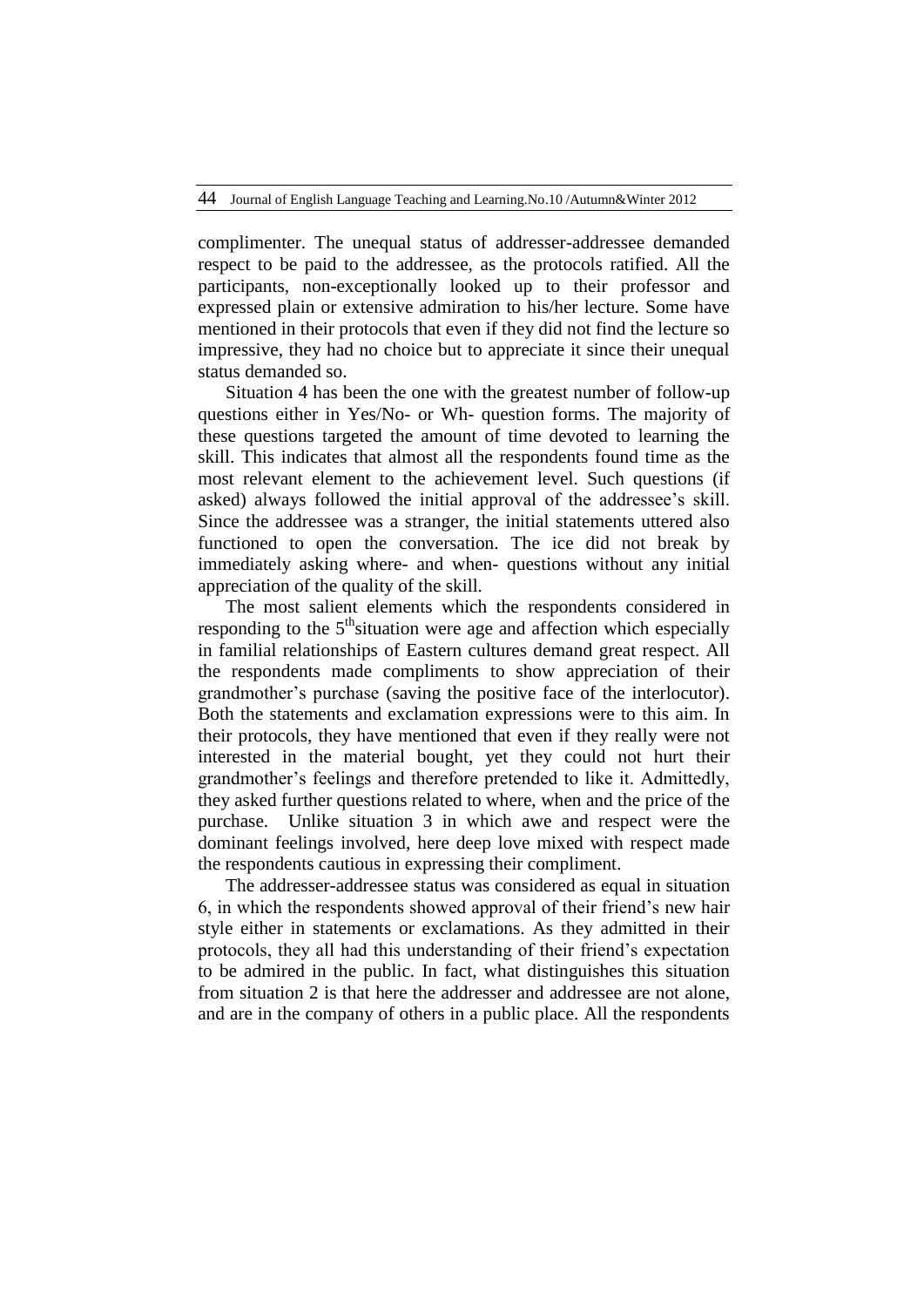complimenter. The unequal status of addresser-addressee demanded respect to be paid to the addressee, as the protocols ratified. All the participants, non-exceptionally looked up to their professor and expressed plain or extensive admiration to his/her lecture. Some have mentioned in their protocols that even if they did not find the lecture so impressive, they had no choice but to appreciate it since their unequal status demanded so.

Situation 4 has been the one with the greatest number of follow-up questions either in Yes/No- or Wh- question forms. The majority of these questions targeted the amount of time devoted to learning the skill. This indicates that almost all the respondents found time as the most relevant element to the achievement level. Such questions (if asked) always followed the initial approval of the addressee's skill. Since the addressee was a stranger, the initial statements uttered also functioned to open the conversation. The ice did not break by immediately asking where- and when- questions without any initial appreciation of the quality of the skill.

The most salient elements which the respondents considered in responding to the 5th situation were age and affection which especially in familial relationships of Eastern cultures demand great respect. All the respondents made compliments to show appreciation of their grandmother's purchase (saving the positive face of the interlocutor). Both the statements and exclamation expressions were to this aim. In their protocols, they have mentioned that even if they really were not interested in the material bought, yet they could not hurt their grandmother's feelings and therefore pretended to like it. Admittedly, they asked further questions related to where, when and the price of the purchase. Unlike situation 3 in which awe and respect were the dominant feelings involved, here deep love mixed with respect made the respondents cautious in expressing their compliment.

The addresser-addressee status was considered as equal in situation 6, in which the respondents showed approval of their friend's new hair style either in statements or exclamations. As they admitted in their protocols, they all had this understanding of their friend's expectation to be admired in the public. In fact, what distinguishes this situation from situation 2 is that here the addresser and addressee are not alone, and are in the company of others in a public place. All the respondents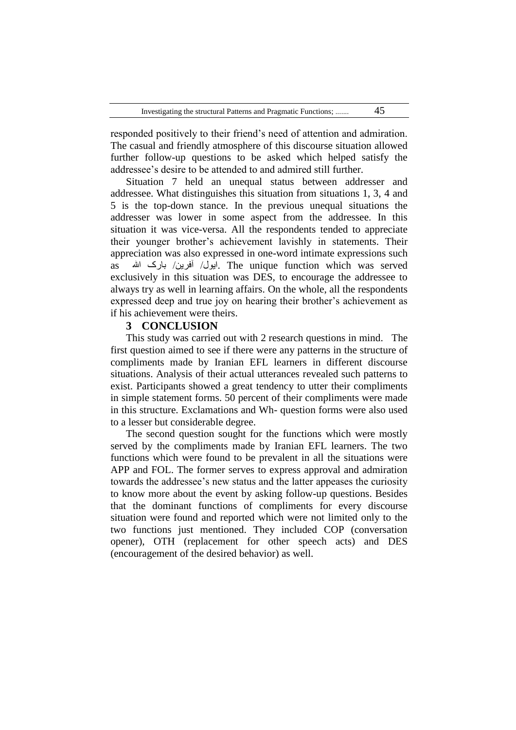responded positively to their friend's need of attention and admiration. The casual and friendly atmosphere of this discourse situation allowed further follow-up questions to be asked which helped satisfy the addressee's desire to be attended to and admired still further.

Situation 7 held an unequal status between addresser and addressee. What distinguishes this situation from situations 1, 3, 4 and 5 is the top-down stance. In the previous unequal situations the addresser was lower in some aspect from the addressee. In this situation it was vice-versa. All the respondents tended to appreciate their younger brother's achievement lavishly in statements. Their appreciation was also expressed in one-word intimate expressions such as ایول/ آفرین/ بارک الله. The unique function which was served exclusively in this situation was DES, to encourage the addressee to always try as well in learning affairs. On the whole, all the respondents expressed deep and true joy on hearing their brother's achievement as if his achievement were theirs.

## 3 CONCLUSION

This study was carried out with 2 research questions in mind. The first question aimed to see if there were any patterns in the structure of compliments made by Iranian EFL learners in different discourse situations. Analysis of their actual utterances revealed such patterns to exist. Participants showed a great tendency to utter their compliments in simple statement forms. 50 percent of their compliments were made in this structure. Exclamations and Wh- question forms were also used to a lesser but considerable degree.

The second question sought for the functions which were mostly served by the compliments made by Iranian EFL learners. The two functions which were found to be prevalent in all the situations were APP and FOL. The former serves to express approval and admiration towards the addressee's new status and the latter appeases the curiosity to know more about the event by asking follow-up questions. Besides that the dominant functions of compliments for every discourse situation were found and reported which were not limited only to the two functions just mentioned. They included COP (conversation opener), OTH (replacement for other speech acts) and DES (encouragement of the desired behavior) as well.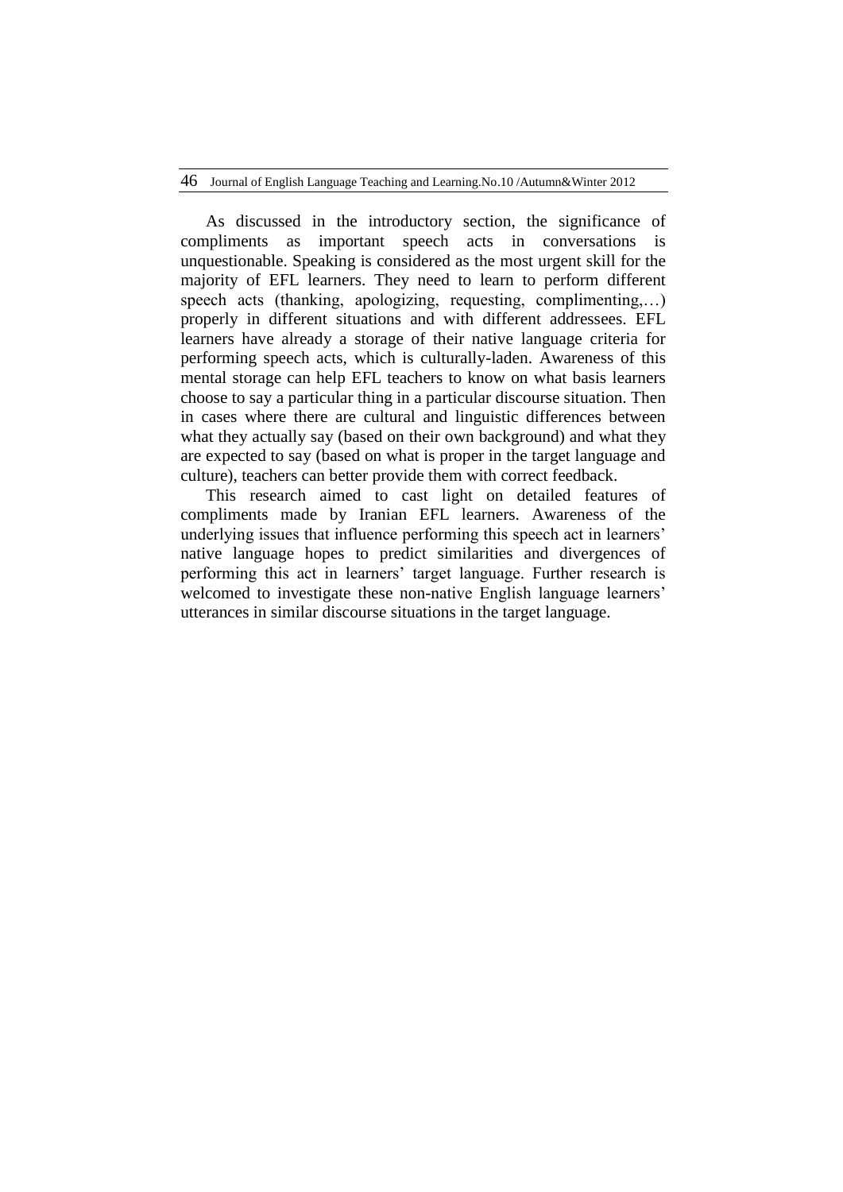As discussed in the introductory section, the significance of compliments as important speech acts in conversations is unquestionable. Speaking is considered as the most urgent skill for the majority of EFL learners. They need to learn to perform different speech acts (thanking, apologizing, requesting, complimenting,…) properly in different situations and with different addressees. EFL learners have already a storage of their native language criteria for performing speech acts, which is culturally-laden. Awareness of this mental storage can help EFL teachers to know on what basis learners choose to say a particular thing in a particular discourse situation. Then in cases where there are cultural and linguistic differences between what they actually say (based on their own background) and what they are expected to say (based on what is proper in the target language and culture), teachers can better provide them with correct feedback.

This research aimed to cast light on detailed features of compliments made by Iranian EFL learners. Awareness of the underlying issues that influence performing this speech act in learners' native language hopes to predict similarities and divergences of performing this act in learners' target language. Further research is welcomed to investigate these non-native English language learners' utterances in similar discourse situations in the target language.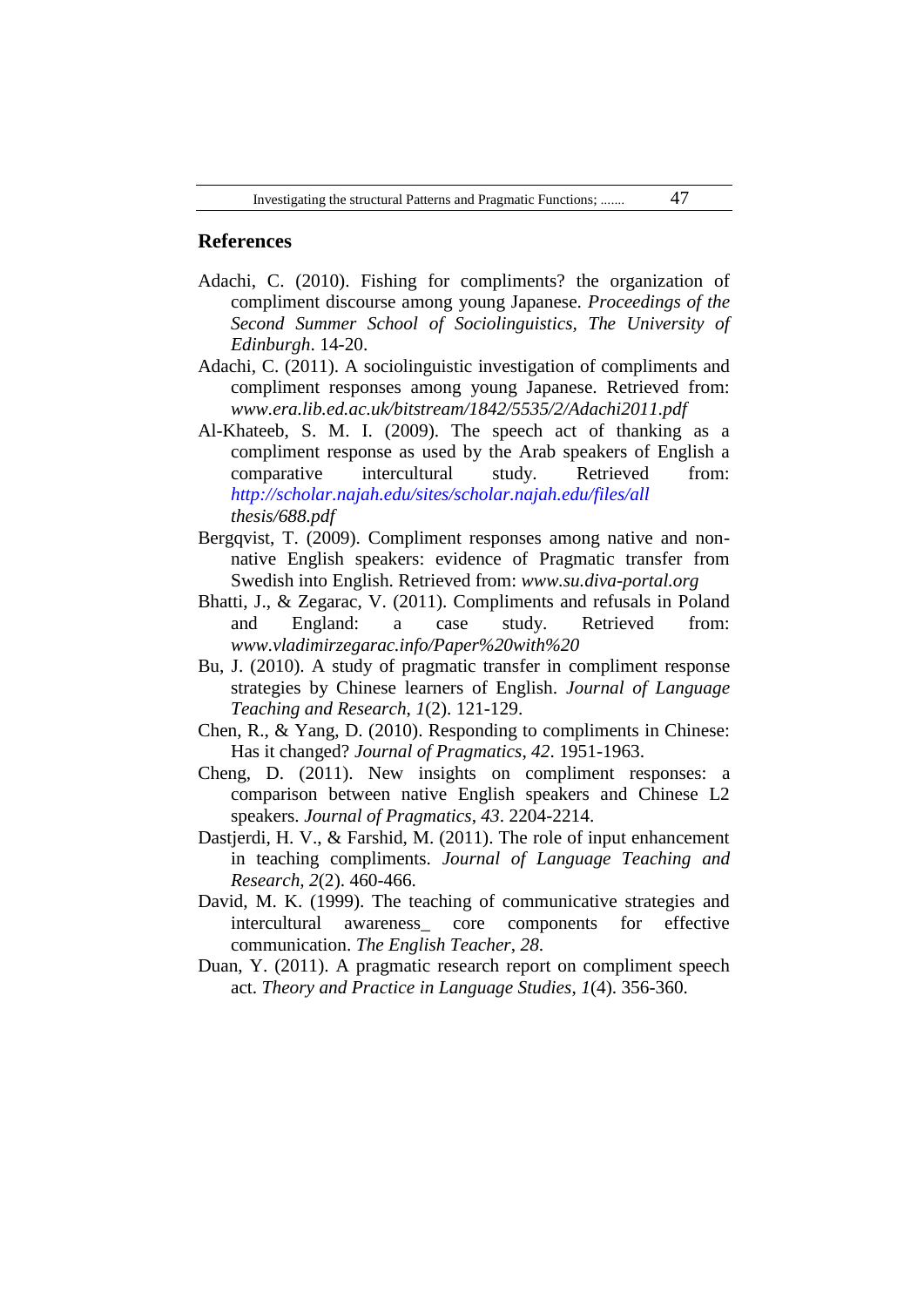## References

Adachi, C. (2010). Fishing for compliments? the organization of compliment discourse among young Japanese. *Proceedings of the Second Summer School of Sociolinguistics, The University of Edinburgh*. 14-20.

Adachi, C. (2011). A sociolinguistic investigation of compliments and compliment responses among young Japanese. Retrieved from: *www.era.lib.ed.ac.uk/bitstream/1842/5535/2/Adachi2011.pdf*

Al-Khateeb, S. M. I. (2009). The speech act of thanking as a compliment response as used by the Arab speakers of English a comparative intercultural study. Retrieved from: *http://scholar.najah.edu/sites/scholar.najah.edu/files/all thesis/688.pdf*

Bergqvist, T. (2009). Compliment responses among native and non-native English speakers: evidence of Pragmatic transfer from Swedish into English. Retrieved from: *www.su.diva-portal.org*

Bhatti, J., & Zegarac, V. (2011). Compliments and refusals in Poland and England: a case study. Retrieved from: *www.vladimirzegarac.info/Paper%20with%20*

Bu, J. (2010). A study of pragmatic transfer in compliment response strategies by Chinese learners of English. *Journal of Language Teaching and Research*, *1*(2). 121-129.

Chen, R., & Yang, D. (2010). Responding to compliments in Chinese: Has it changed? *Journal of Pragmatics*, *42*. 1951-1963.

Cheng, D. (2011). New insights on compliment responses: a comparison between native English speakers and Chinese L2 speakers. *Journal of Pragmatics*, *43*. 2204-2214.

Dastjerdi, H. V., & Farshid, M. (2011). The role of input enhancement in teaching compliments. *Journal of Language Teaching and Research*, *2*(2). 460-466.

David, M. K. (1999). The teaching of communicative strategies and intercultural awareness_ core components for effective communication. *The English Teacher*, *28*.

Duan, Y. (2011). A pragmatic research report on compliment speech act. *Theory and Practice in Language Studies*, *1*(4). 356-360.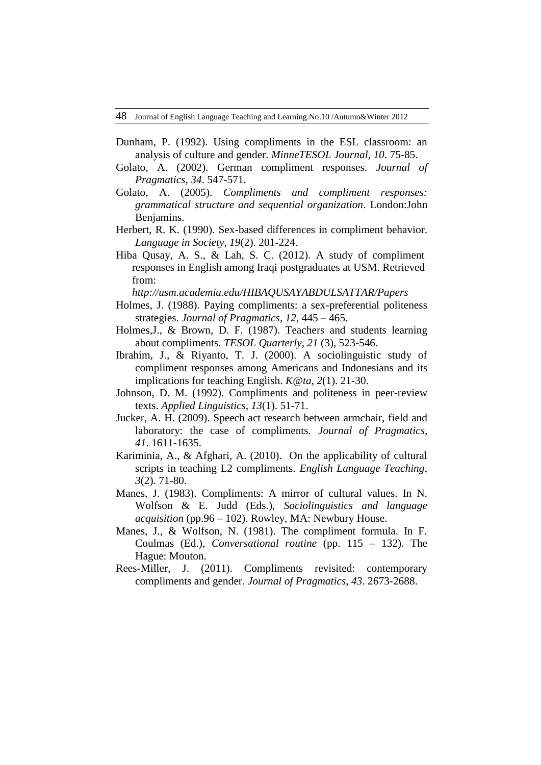Dunham, P. (1992). Using compliments in the ESL classroom: an analysis of culture and gender. *MinneTESOL Journal*, *10*. 75-85.

Golato, A. (2002). German compliment responses. *Journal of Pragmatics*, *34*. 547-571.

Golato, A. (2005). *Compliments and compliment responses: grammatical structure and sequential organization*. London:John Benjamins.

Herbert, R. K. (1990). Sex-based differences in compliment behavior. *Language in Society*, *19*(2). 201-224.

Hiba Qusay, A. S., & Lah, S. C. (2012). A study of compliment responses in English among Iraqi postgraduates at USM. Retrieved from: *http://usm.academia.edu/HIBAQUSAYABDULSATTAR/Papers*

Holmes, J. (1988). Paying compliments: a sex-preferential politeness strategies. *Journal of Pragmatics*, *12*, 445 – 465.

Holmes,J., & Brown, D. F. (1987). Teachers and students learning about compliments. *TESOL Quarterly*, *21* (3), 523-546.

Ibrahim, J., & Riyanto, T. J. (2000). A sociolinguistic study of compliment responses among Americans and Indonesians and its implications for teaching English. *K@ta*, *2*(1). 21-30.

Johnson, D. M. (1992). Compliments and politeness in peer-review texts. *Applied Linguistics*, *13*(1). 51-71.

Jucker, A. H. (2009). Speech act research between armchair, field and laboratory: the case of compliments. *Journal of Pragmatics*, *41*. 1611-1635.

Kariminia, A., & Afghari, A. (2010). On the applicability of cultural scripts in teaching L2 compliments. *English Language Teaching*, *3*(2). 71-80.

Manes, J. (1983). Compliments: A mirror of cultural values. In N. Wolfson & E. Judd (Eds.), *Sociolinguistics and language acquisition* (pp.96 – 102). Rowley, MA: Newbury House.

Manes, J., & Wolfson, N. (1981). The compliment formula. In F. Coulmas (Ed.), *Conversational routine* (pp. 115 – 132). The Hague: Mouton.

Rees-Miller, J. (2011). Compliments revisited: contemporary compliments and gender. *Journal of Pragmatics*, *43*. 2673-2688.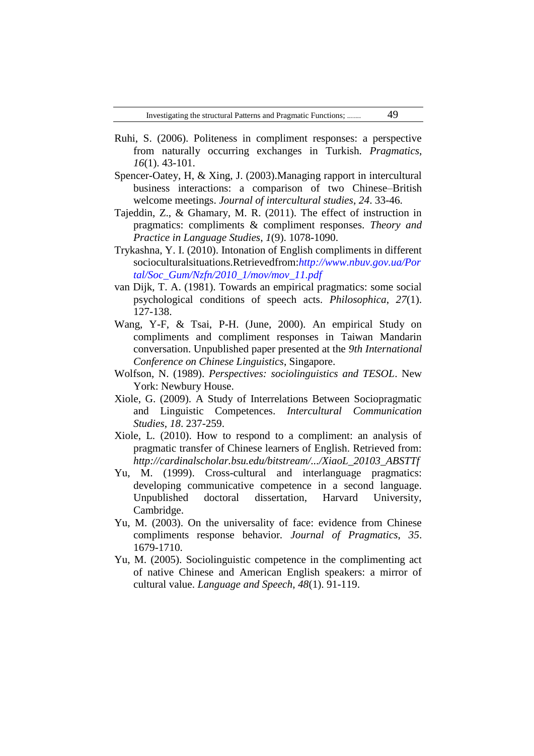Ruhi, S. (2006). Politeness in compliment responses: a perspective from naturally occurring exchanges in Turkish. *Pragmatics*, *16*(1). 43-101.

Spencer-Oatey, H, & Xing, J. (2003).Managing rapport in intercultural business interactions: a comparison of two Chinese–British welcome meetings. *Journal of intercultural studies*, *24*. 33-46.

Tajeddin, Z., & Ghamary, M. R. (2011). The effect of instruction in pragmatics: compliments & compliment responses. *Theory and Practice in Language Studies*, *1*(9). 1078-1090.

Trykashna, Y. I. (2010). Intonation of English compliments in different socioculturalsituations.Retrievedfrom:*http://www.nbuv.gov.ua/Portal/Soc_Gum/Nzfn/2010_1/mov/mov_11.pdf*

van Dijk, T. A. (1981). Towards an empirical pragmatics: some social psychological conditions of speech acts. *Philosophica*, *27*(1). 127-138.

Wang, Y-F, & Tsai, P-H. (June, 2000). An empirical Study on compliments and compliment responses in Taiwan Mandarin conversation. Unpublished paper presented at the *9th International Conference on Chinese Linguistics*, Singapore.

Wolfson, N. (1989). *Perspectives: sociolinguistics and TESOL*. New York: Newbury House.

Xiole, G. (2009). A Study of Interrelations Between Sociopragmatic and Linguistic Competences. *Intercultural Communication Studies*, *18*. 237-259.

Xiole, L. (2010). How to respond to a compliment: an analysis of pragmatic transfer of Chinese learners of English. Retrieved from: *http://cardinalscholar.bsu.edu/bitstream/.../XiaoL_20103_ABSTTf*

Yu, M. (1999). Cross-cultural and interlanguage pragmatics: developing communicative competence in a second language. Unpublished doctoral dissertation, Harvard University, Cambridge.

Yu, M. (2003). On the universality of face: evidence from Chinese compliments response behavior. *Journal of Pragmatics*, *35*. 1679-1710.

Yu, M. (2005). Sociolinguistic competence in the complimenting act of native Chinese and American English speakers: a mirror of cultural value. *Language and Speech*, *48*(1). 91-119.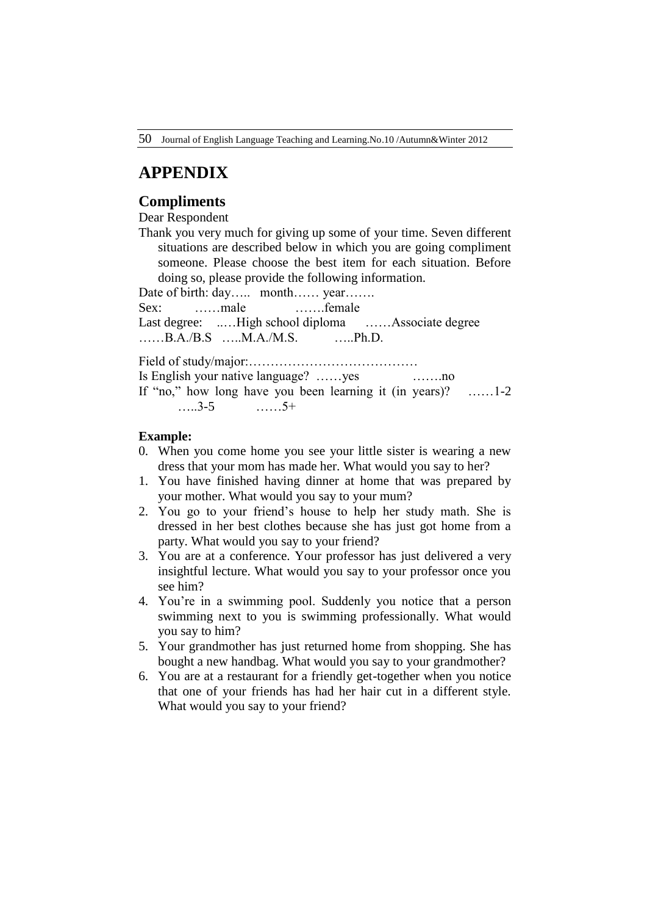# APPENDIX

## Compliments

Dear Respondent

Thank you very much for giving up some of your time. Seven different situations are described below in which you are going compliment someone. Please choose the best item for each situation. Before doing so, please provide the following information.

Date of birth: day….. month…… year…….

Sex: ……male …….female

Last degree: ..…High school diploma ……Associate degree ……B.A./B.S …..M.A./M.S. …..Ph.D.

Field of study/major:…………………………………

Is English your native language? ……yes …….no

If "no," how long have you been learning it (in years)? ……1-2 …..3-5 ……5+

**Example:**

0. When you come home you see your little sister is wearing a new dress that your mom has made her. What would you say to her?
1. You have finished having dinner at home that was prepared by your mother. What would you say to your mum?
2. You go to your friend's house to help her study math. She is dressed in her best clothes because she has just got home from a party. What would you say to your friend?
3. You are at a conference. Your professor has just delivered a very insightful lecture. What would you say to your professor once you see him?
4. You're in a swimming pool. Suddenly you notice that a person swimming next to you is swimming professionally. What would you say to him?
5. Your grandmother has just returned home from shopping. She has bought a new handbag. What would you say to your grandmother?
6. You are at a restaurant for a friendly get-together when you notice that one of your friends has had her hair cut in a different style. What would you say to your friend?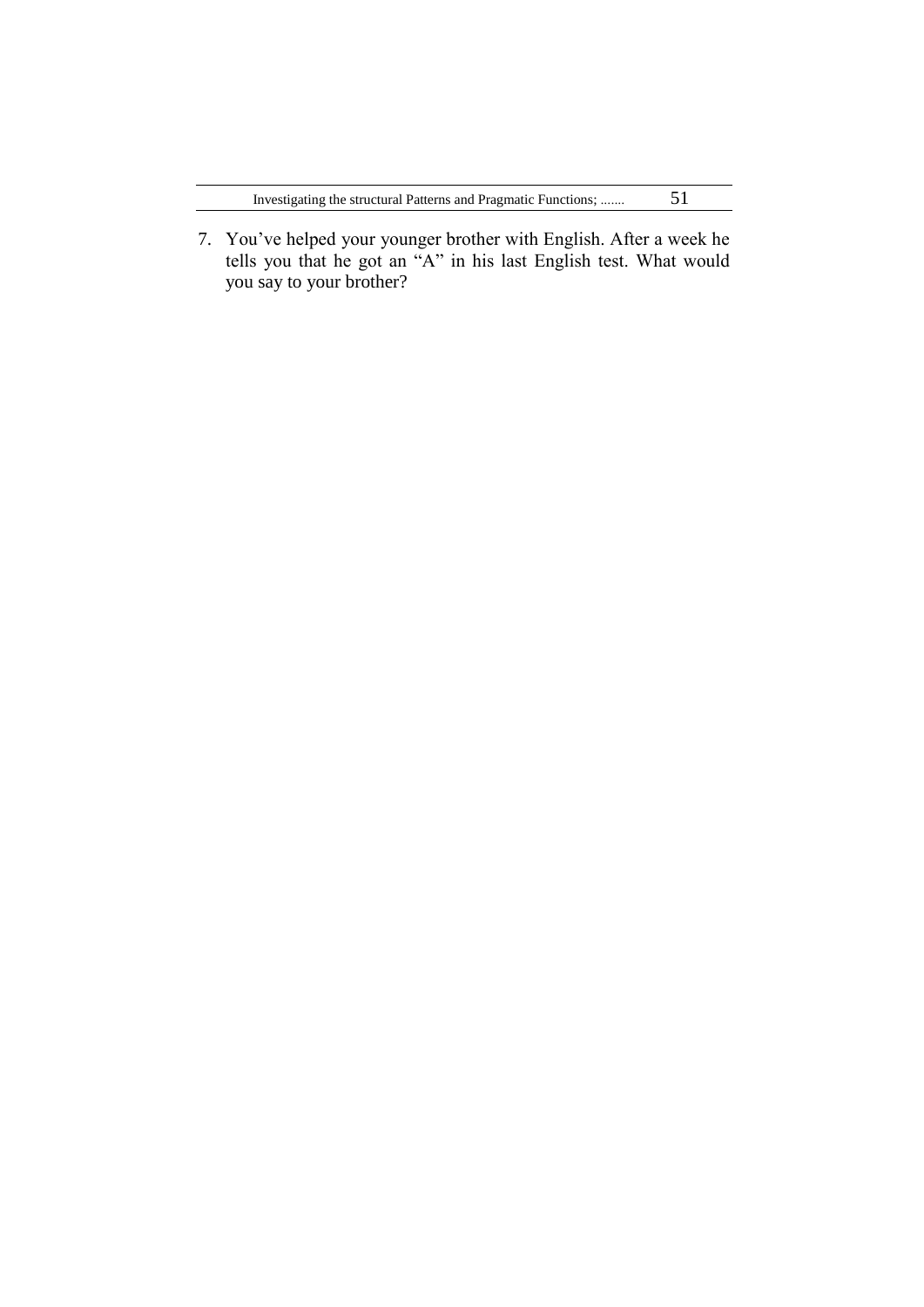7. You’ve helped your younger brother with English. After a week he tells you that he got an “A” in his last English test. What would you say to your brother?